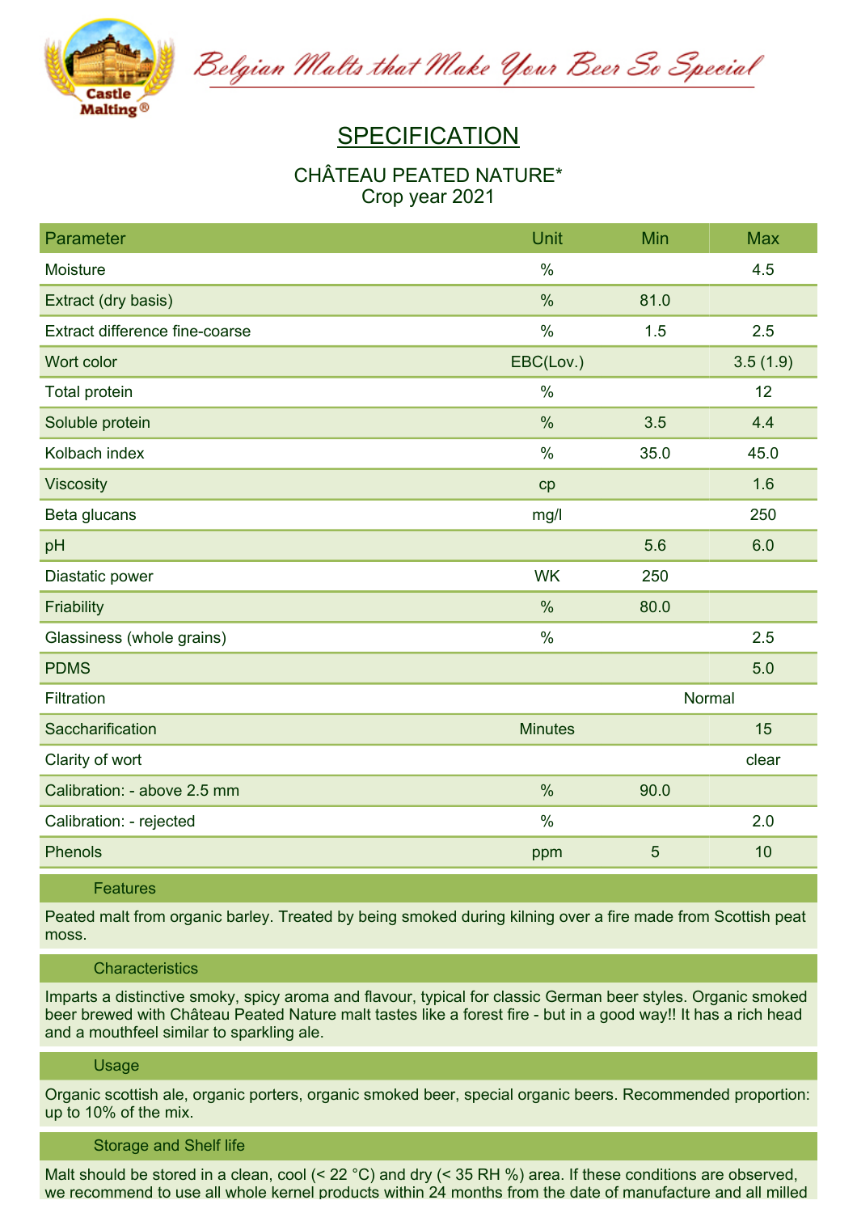Belgian Malts that Make Your Beer So Special

# SPECIFICATION

## CHÂTEAU PEATED NATURE*
Crop year 2021

| Parameter | Unit | Min | Max |
| --- | --- | --- | --- |
| Moisture | % | | 4.5 |
| Extract (dry basis) | % | 81.0 | |
| Extract difference fine-coarse | % | 1.5 | 2.5 |
| Wort color | EBC(Lov.) | | 3.5 (1.9) |
| Total protein | % | | 12 |
| Soluble protein | % | 3.5 | 4.4 |
| Kolbach index | % | 35.0 | 45.0 |
| Viscosity | cp | | 1.6 |
| Beta glucans | mg/l | | 250 |
| pH | | 5.6 | 6.0 |
| Diastatic power | WK | 250 | |
| Friability | % | 80.0 | |
| Glassiness (whole grains) | % | | 2.5 |
| PDMS | | | 5.0 |
| Filtration | | Normal | |
| Saccharification | Minutes | | 15 |
| Clarity of wort | | | clear |
| Calibration: - above 2.5 mm | % | 90.0 | |
| Calibration: - rejected | % | | 2.0 |
| Phenols | ppm | 5 | 10 |

### Features

Peated malt from organic barley. Treated by being smoked during kilning over a fire made from Scottish peat moss.

### Characteristics

Imparts a distinctive smoky, spicy aroma and flavour, typical for classic German beer styles. Organic smoked beer brewed with Château Peated Nature malt tastes like a forest fire - but in a good way!! It has a rich head and a mouthfeel similar to sparkling ale.

### Usage

Organic scottish ale, organic porters, organic smoked beer, special organic beers. Recommended proportion: up to 10% of the mix.

### Storage and Shelf life

Malt should be stored in a clean, cool (< 22 °C) and dry (< 35 RH %) area. If these conditions are observed, we recommend to use all whole kernel products within 24 months from the date of manufacture and all milled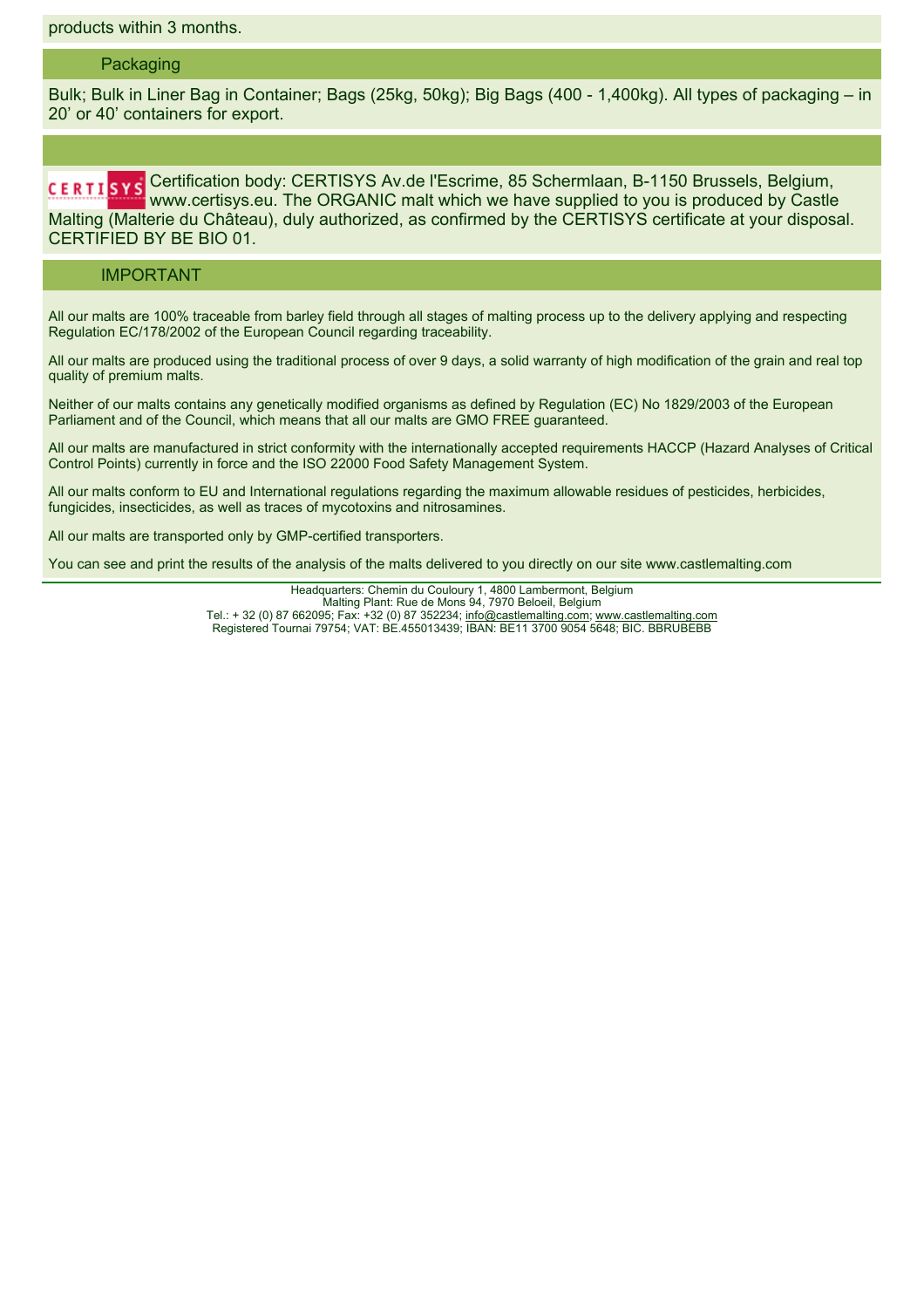products within 3 months.

## Packaging

Bulk; Bulk in Liner Bag in Container; Bags (25kg, 50kg); Big Bags (400 - 1,400kg). All types of packaging – in 20' or 40' containers for export.

CERTISYS Certification body: CERTISYS Av.de l'Escrime, 85 Schermlaan, B-1150 Brussels, Belgium, www.certisys.eu. The ORGANIC malt which we have supplied to you is produced by Castle Malting (Malterie du Château), duly authorized, as confirmed by the CERTISYS certificate at your disposal. CERTIFIED BY BE BIO 01.

## IMPORTANT

All our malts are 100% traceable from barley field through all stages of malting process up to the delivery applying and respecting Regulation EC/178/2002 of the European Council regarding traceability.

All our malts are produced using the traditional process of over 9 days, a solid warranty of high modification of the grain and real top quality of premium malts.

Neither of our malts contains any genetically modified organisms as defined by Regulation (EC) No 1829/2003 of the European Parliament and of the Council, which means that all our malts are GMO FREE guaranteed.

All our malts are manufactured in strict conformity with the internationally accepted requirements HACCP (Hazard Analyses of Critical Control Points) currently in force and the ISO 22000 Food Safety Management System.

All our malts conform to EU and International regulations regarding the maximum allowable residues of pesticides, herbicides, fungicides, insecticides, as well as traces of mycotoxins and nitrosamines.

All our malts are transported only by GMP-certified transporters.

You can see and print the results of the analysis of the malts delivered to you directly on our site www.castlemalting.com

Headquarters: Chemin du Couloury 1, 4800 Lambermont, Belgium
Malting Plant: Rue de Mons 94, 7970 Beloeil, Belgium
Tel.: + 32 (0) 87 662095; Fax: +32 (0) 87 352234; info@castlemalting.com; www.castlemalting.com
Registered Tournai 79754; VAT: BE.455013439; IBAN: BE11 3700 9054 5648; BIC. BBRUBEBB